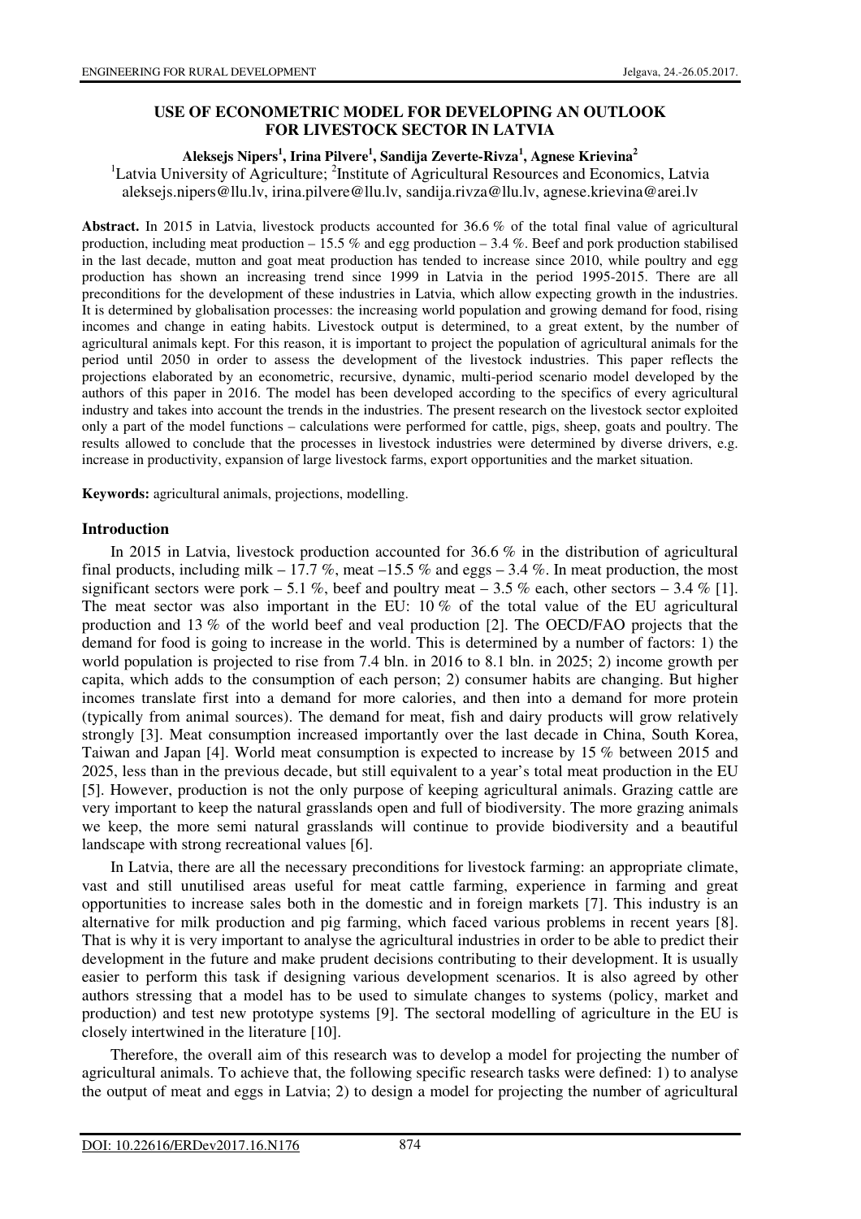# USE OF ECONOMETRIC MODEL FOR DEVELOPING AN OUTLOOK FOR LIVESTOCK SECTOR IN LATVIA

**Aleksejs Nipers[1], Irina Pilvere[1], Sandija Zeverte-Rivza[1], Agnese Krievina[2]**

[1]Latvia University of Agriculture; [2]Institute of Agricultural Resources and Economics, Latvia
aleksejs.nipers@llu.lv, irina.pilvere@llu.lv, sandija.rivza@llu.lv, agnese.krievina@arei.lv

**Abstract.** In 2015 in Latvia, livestock products accounted for 36.6 % of the total final value of agricultural production, including meat production – 15.5 % and egg production – 3.4 %. Beef and pork production stabilised in the last decade, mutton and goat meat production has tended to increase since 2010, while poultry and egg production has shown an increasing trend since 1999 in Latvia in the period 1995-2015. There are all preconditions for the development of these industries in Latvia, which allow expecting growth in the industries. It is determined by globalisation processes: the increasing world population and growing demand for food, rising incomes and change in eating habits. Livestock output is determined, to a great extent, by the number of agricultural animals kept. For this reason, it is important to project the population of agricultural animals for the period until 2050 in order to assess the development of the livestock industries. This paper reflects the projections elaborated by an econometric, recursive, dynamic, multi-period scenario model developed by the authors of this paper in 2016. The model has been developed according to the specifics of every agricultural industry and takes into account the trends in the industries. The present research on the livestock sector exploited only a part of the model functions – calculations were performed for cattle, pigs, sheep, goats and poultry. The results allowed to conclude that the processes in livestock industries were determined by diverse drivers, e.g. increase in productivity, expansion of large livestock farms, export opportunities and the market situation.

**Keywords:** agricultural animals, projections, modelling.

## Introduction

In 2015 in Latvia, livestock production accounted for 36.6 % in the distribution of agricultural final products, including milk – 17.7 %, meat –15.5 % and eggs – 3.4 %. In meat production, the most significant sectors were pork – 5.1 %, beef and poultry meat – 3.5 % each, other sectors – 3.4 % [1]. The meat sector was also important in the EU: 10 % of the total value of the EU agricultural production and 13 % of the world beef and veal production [2]. The OECD/FAO projects that the demand for food is going to increase in the world. This is determined by a number of factors: 1) the world population is projected to rise from 7.4 bln. in 2016 to 8.1 bln. in 2025; 2) income growth per capita, which adds to the consumption of each person; 2) consumer habits are changing. But higher incomes translate first into a demand for more calories, and then into a demand for more protein (typically from animal sources). The demand for meat, fish and dairy products will grow relatively strongly [3]. Meat consumption increased importantly over the last decade in China, South Korea, Taiwan and Japan [4]. World meat consumption is expected to increase by 15 % between 2015 and 2025, less than in the previous decade, but still equivalent to a year's total meat production in the EU [5]. However, production is not the only purpose of keeping agricultural animals. Grazing cattle are very important to keep the natural grasslands open and full of biodiversity. The more grazing animals we keep, the more semi natural grasslands will continue to provide biodiversity and a beautiful landscape with strong recreational values [6].

In Latvia, there are all the necessary preconditions for livestock farming: an appropriate climate, vast and still unutilised areas useful for meat cattle farming, experience in farming and great opportunities to increase sales both in the domestic and in foreign markets [7]. This industry is an alternative for milk production and pig farming, which faced various problems in recent years [8]. That is why it is very important to analyse the agricultural industries in order to be able to predict their development in the future and make prudent decisions contributing to their development. It is usually easier to perform this task if designing various development scenarios. It is also agreed by other authors stressing that a model has to be used to simulate changes to systems (policy, market and production) and test new prototype systems [9]. The sectoral modelling of agriculture in the EU is closely intertwined in the literature [10].

Therefore, the overall aim of this research was to develop a model for projecting the number of agricultural animals. To achieve that, the following specific research tasks were defined: 1) to analyse the output of meat and eggs in Latvia; 2) to design a model for projecting the number of agricultural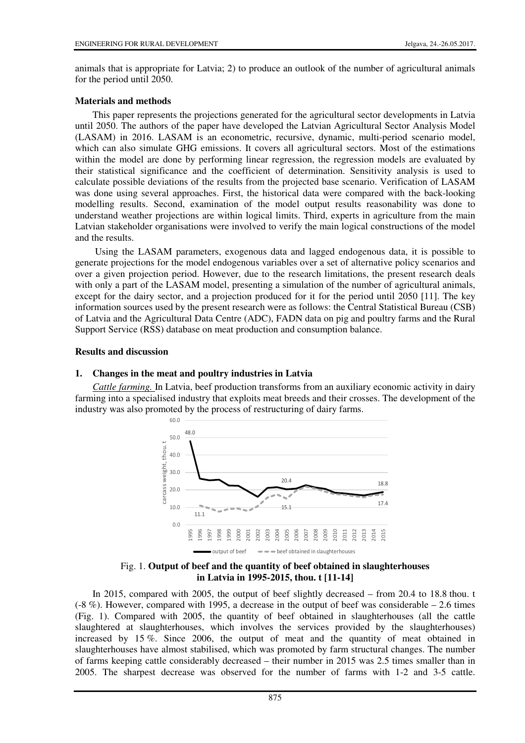animals that is appropriate for Latvia; 2) to produce an outlook of the number of agricultural animals for the period until 2050.

## Materials and methods

This paper represents the projections generated for the agricultural sector developments in Latvia until 2050. The authors of the paper have developed the Latvian Agricultural Sector Analysis Model (LASAM) in 2016. LASAM is an econometric, recursive, dynamic, multi-period scenario model, which can also simulate GHG emissions. It covers all agricultural sectors. Most of the estimations within the model are done by performing linear regression, the regression models are evaluated by their statistical significance and the coefficient of determination. Sensitivity analysis is used to calculate possible deviations of the results from the projected base scenario. Verification of LASAM was done using several approaches. First, the historical data were compared with the back-looking modelling results. Second, examination of the model output results reasonability was done to understand weather projections are within logical limits. Third, experts in agriculture from the main Latvian stakeholder organisations were involved to verify the main logical constructions of the model and the results.

Using the LASAM parameters, exogenous data and lagged endogenous data, it is possible to generate projections for the model endogenous variables over a set of alternative policy scenarios and over a given projection period. However, due to the research limitations, the present research deals with only a part of the LASAM model, presenting a simulation of the number of agricultural animals, except for the dairy sector, and a projection produced for it for the period until 2050 [11]. The key information sources used by the present research were as follows: the Central Statistical Bureau (CSB) of Latvia and the Agricultural Data Centre (ADC), FADN data on pig and poultry farms and the Rural Support Service (RSS) database on meat production and consumption balance.

## Results and discussion

### 1. Changes in the meat and poultry industries in Latvia

*Cattle farming.* In Latvia, beef production transforms from an auxiliary economic activity in dairy farming into a specialised industry that exploits meat breeds and their crosses. The development of the industry was also promoted by the process of restructuring of dairy farms.

Fig. 1. **Output of beef and the quantity of beef obtained in slaughterhouses in Latvia in 1995-2015, thou. t [11-14]**

In 2015, compared with 2005, the output of beef slightly decreased – from 20.4 to 18.8 thou. t (-8 %). However, compared with 1995, a decrease in the output of beef was considerable – 2.6 times (Fig. 1). Compared with 2005, the quantity of beef obtained in slaughterhouses (all the cattle slaughtered at slaughterhouses, which involves the services provided by the slaughterhouses) increased by 15 %. Since 2006, the output of meat and the quantity of meat obtained in slaughterhouses have almost stabilised, which was promoted by farm structural changes. The number of farms keeping cattle considerably decreased – their number in 2015 was 2.5 times smaller than in 2005. The sharpest decrease was observed for the number of farms with 1-2 and 3-5 cattle.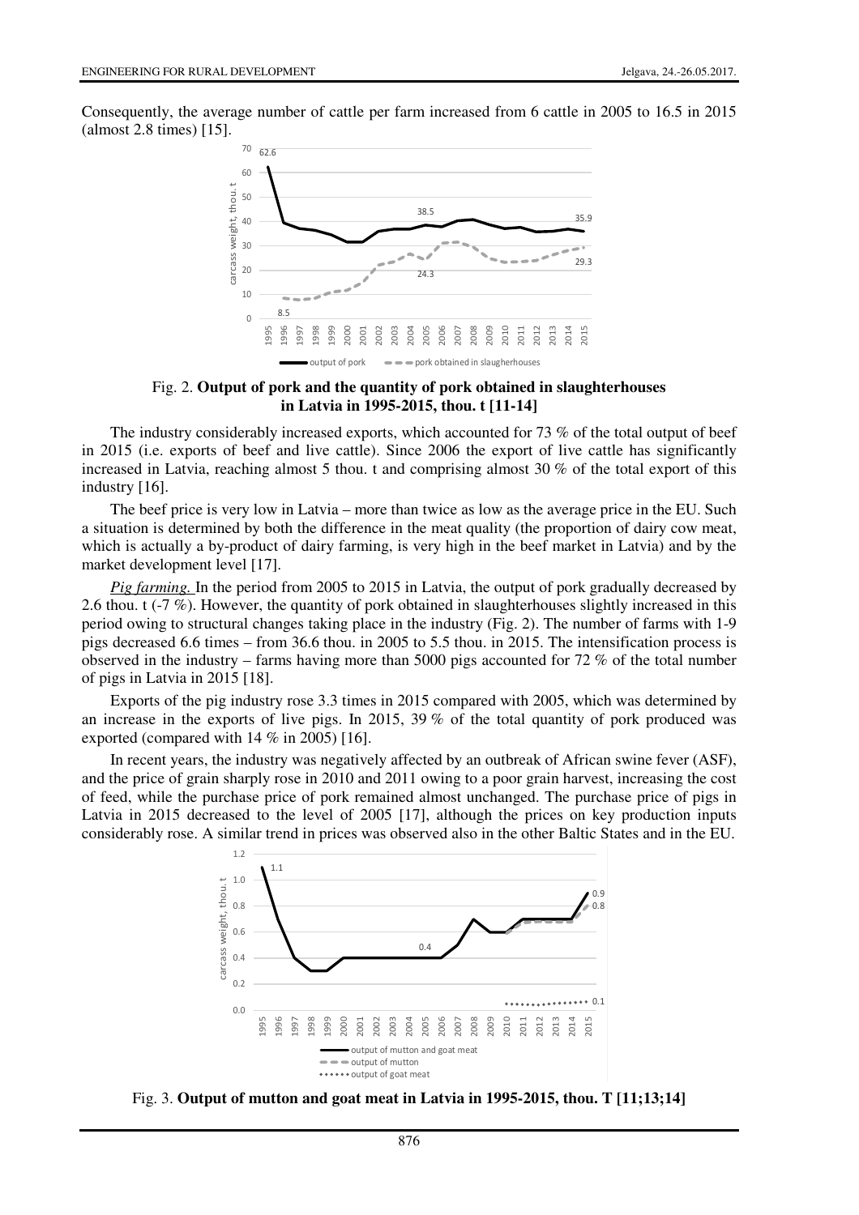Consequently, the average number of cattle per farm increased from 6 cattle in 2005 to 16.5 in 2015 (almost 2.8 times) [15].

Fig. 2. **Output of pork and the quantity of pork obtained in slaughterhouses in Latvia in 1995-2015, thou. t [11-14]**

The industry considerably increased exports, which accounted for 73 % of the total output of beef in 2015 (i.e. exports of beef and live cattle). Since 2006 the export of live cattle has significantly increased in Latvia, reaching almost 5 thou. t and comprising almost 30 % of the total export of this industry [16].

The beef price is very low in Latvia – more than twice as low as the average price in the EU. Such a situation is determined by both the difference in the meat quality (the proportion of dairy cow meat, which is actually a by-product of dairy farming, is very high in the beef market in Latvia) and by the market development level [17].

*Pig farming.* In the period from 2005 to 2015 in Latvia, the output of pork gradually decreased by 2.6 thou. t (-7 %). However, the quantity of pork obtained in slaughterhouses slightly increased in this period owing to structural changes taking place in the industry (Fig. 2). The number of farms with 1-9 pigs decreased 6.6 times – from 36.6 thou. in 2005 to 5.5 thou. in 2015. The intensification process is observed in the industry – farms having more than 5000 pigs accounted for 72 % of the total number of pigs in Latvia in 2015 [18].

Exports of the pig industry rose 3.3 times in 2015 compared with 2005, which was determined by an increase in the exports of live pigs. In 2015, 39 % of the total quantity of pork produced was exported (compared with 14 % in 2005) [16].

In recent years, the industry was negatively affected by an outbreak of African swine fever (ASF), and the price of grain sharply rose in 2010 and 2011 owing to a poor grain harvest, increasing the cost of feed, while the purchase price of pork remained almost unchanged. The purchase price of pigs in Latvia in 2015 decreased to the level of 2005 [17], although the prices on key production inputs considerably rose. A similar trend in prices was observed also in the other Baltic States and in the EU.

Fig. 3. **Output of mutton and goat meat in Latvia in 1995-2015, thou. T [11;13;14]**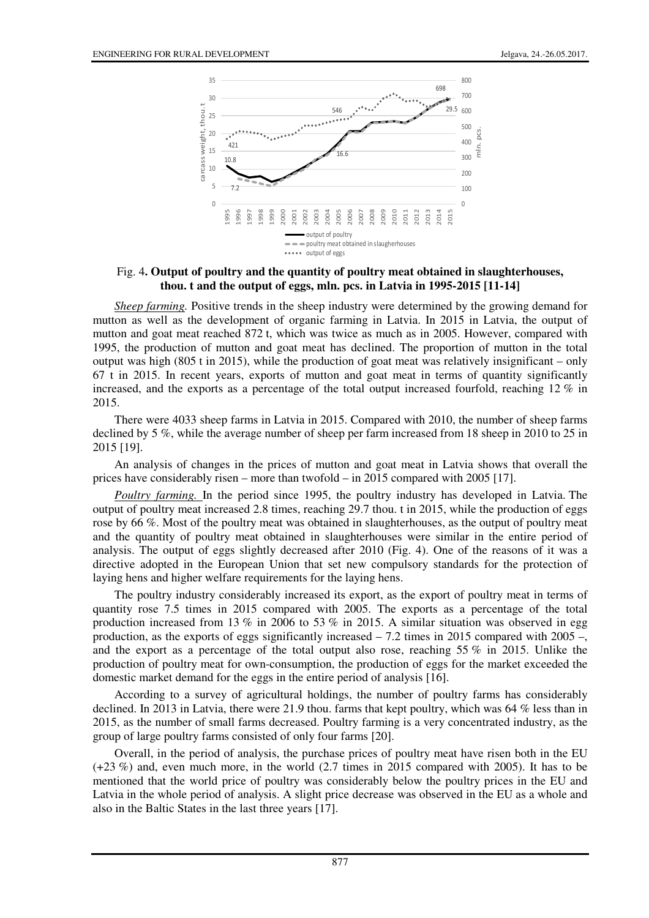Fig. 4**. Output of poultry and the quantity of poultry meat obtained in slaughterhouses, thou. t and the output of eggs, mln. pcs. in Latvia in 1995-2015 [11-14]**

*Sheep farming.* Positive trends in the sheep industry were determined by the growing demand for mutton as well as the development of organic farming in Latvia. In 2015 in Latvia, the output of mutton and goat meat reached 872 t, which was twice as much as in 2005. However, compared with 1995, the production of mutton and goat meat has declined. The proportion of mutton in the total output was high (805 t in 2015), while the production of goat meat was relatively insignificant – only 67 t in 2015. In recent years, exports of mutton and goat meat in terms of quantity significantly increased, and the exports as a percentage of the total output increased fourfold, reaching 12 % in 2015.

There were 4033 sheep farms in Latvia in 2015. Compared with 2010, the number of sheep farms declined by 5 %, while the average number of sheep per farm increased from 18 sheep in 2010 to 25 in 2015 [19].

An analysis of changes in the prices of mutton and goat meat in Latvia shows that overall the prices have considerably risen – more than twofold – in 2015 compared with 2005 [17].

*Poultry farming.* In the period since 1995, the poultry industry has developed in Latvia. The output of poultry meat increased 2.8 times, reaching 29.7 thou. t in 2015, while the production of eggs rose by 66 %. Most of the poultry meat was obtained in slaughterhouses, as the output of poultry meat and the quantity of poultry meat obtained in slaughterhouses were similar in the entire period of analysis. The output of eggs slightly decreased after 2010 (Fig. 4). One of the reasons of it was a directive adopted in the European Union that set new compulsory standards for the protection of laying hens and higher welfare requirements for the laying hens.

The poultry industry considerably increased its export, as the export of poultry meat in terms of quantity rose 7.5 times in 2015 compared with 2005. The exports as a percentage of the total production increased from 13 % in 2006 to 53 % in 2015. A similar situation was observed in egg production, as the exports of eggs significantly increased – 7.2 times in 2015 compared with 2005 –, and the export as a percentage of the total output also rose, reaching 55 % in 2015. Unlike the production of poultry meat for own-consumption, the production of eggs for the market exceeded the domestic market demand for the eggs in the entire period of analysis [16].

According to a survey of agricultural holdings, the number of poultry farms has considerably declined. In 2013 in Latvia, there were 21.9 thou. farms that kept poultry, which was 64 % less than in 2015, as the number of small farms decreased. Poultry farming is a very concentrated industry, as the group of large poultry farms consisted of only four farms [20].

Overall, in the period of analysis, the purchase prices of poultry meat have risen both in the EU (+23 %) and, even much more, in the world (2.7 times in 2015 compared with 2005). It has to be mentioned that the world price of poultry was considerably below the poultry prices in the EU and Latvia in the whole period of analysis. A slight price decrease was observed in the EU as a whole and also in the Baltic States in the last three years [17].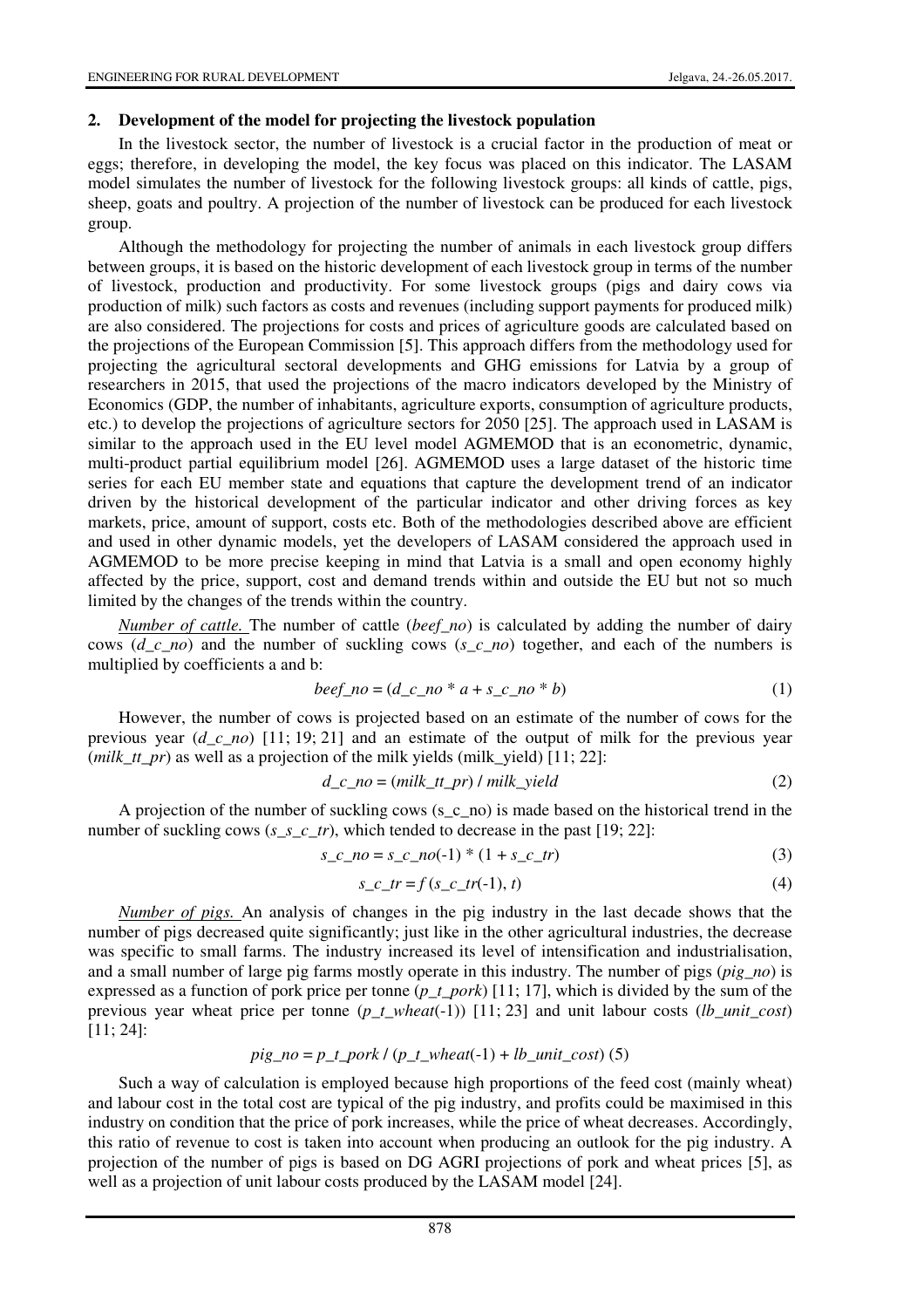## 2. Development of the model for projecting the livestock population

In the livestock sector, the number of livestock is a crucial factor in the production of meat or eggs; therefore, in developing the model, the key focus was placed on this indicator. The LASAM model simulates the number of livestock for the following livestock groups: all kinds of cattle, pigs, sheep, goats and poultry. A projection of the number of livestock can be produced for each livestock group.

Although the methodology for projecting the number of animals in each livestock group differs between groups, it is based on the historic development of each livestock group in terms of the number of livestock, production and productivity. For some livestock groups (pigs and dairy cows via production of milk) such factors as costs and revenues (including support payments for produced milk) are also considered. The projections for costs and prices of agriculture goods are calculated based on the projections of the European Commission [5]. This approach differs from the methodology used for projecting the agricultural sectoral developments and GHG emissions for Latvia by a group of researchers in 2015, that used the projections of the macro indicators developed by the Ministry of Economics (GDP, the number of inhabitants, agriculture exports, consumption of agriculture products, etc.) to develop the projections of agriculture sectors for 2050 [25]. The approach used in LASAM is similar to the approach used in the EU level model AGMEMOD that is an econometric, dynamic, multi-product partial equilibrium model [26]. AGMEMOD uses a large dataset of the historic time series for each EU member state and equations that capture the development trend of an indicator driven by the historical development of the particular indicator and other driving forces as key markets, price, amount of support, costs etc. Both of the methodologies described above are efficient and used in other dynamic models, yet the developers of LASAM considered the approach used in AGMEMOD to be more precise keeping in mind that Latvia is a small and open economy highly affected by the price, support, cost and demand trends within and outside the EU but not so much limited by the changes of the trends within the country.

*Number of cattle.* The number of cattle (*beef_no*) is calculated by adding the number of dairy cows (*d_c_no*) and the number of suckling cows (*s_c_no*) together, and each of the numbers is multiplied by coefficients a and b:

$$beef\_no = (d\_c\_no * a + s\_c\_no * b) \tag{1}$$

However, the number of cows is projected based on an estimate of the number of cows for the previous year (*d_c_no*) [11; 19; 21] and an estimate of the output of milk for the previous year (*milk_tt_pr*) as well as a projection of the milk yields (milk_yield) [11; 22]:

$$d\_c\_no = (milk\_tt\_pr) / milk\_yield \tag{2}$$

A projection of the number of suckling cows (s_c_no) is made based on the historical trend in the number of suckling cows (*s_s_c_tr*), which tended to decrease in the past [19; 22]:

$$s\_c\_no = s\_c\_no(-1) * (1 + s\_c\_tr) \tag{3}$$

$$s\_c\_tr = f\,(s\_c\_tr(-1),\, t) \tag{4}$$

*Number of pigs.* An analysis of changes in the pig industry in the last decade shows that the number of pigs decreased quite significantly; just like in the other agricultural industries, the decrease was specific to small farms. The industry increased its level of intensification and industrialisation, and a small number of large pig farms mostly operate in this industry. The number of pigs (*pig_no*) is expressed as a function of pork price per tonne (*p_t_pork*) [11; 17], which is divided by the sum of the previous year wheat price per tonne (*p_t_wheat*(-1)) [11; 23] and unit labour costs (*lb_unit_cost*) [11; 24]:

$$pig\_no = p\_t\_pork / (p\_t\_wheat(-1) + lb\_unit\_cost) \tag{5}$$

Such a way of calculation is employed because high proportions of the feed cost (mainly wheat) and labour cost in the total cost are typical of the pig industry, and profits could be maximised in this industry on condition that the price of pork increases, while the price of wheat decreases. Accordingly, this ratio of revenue to cost is taken into account when producing an outlook for the pig industry. A projection of the number of pigs is based on DG AGRI projections of pork and wheat prices [5], as well as a projection of unit labour costs produced by the LASAM model [24].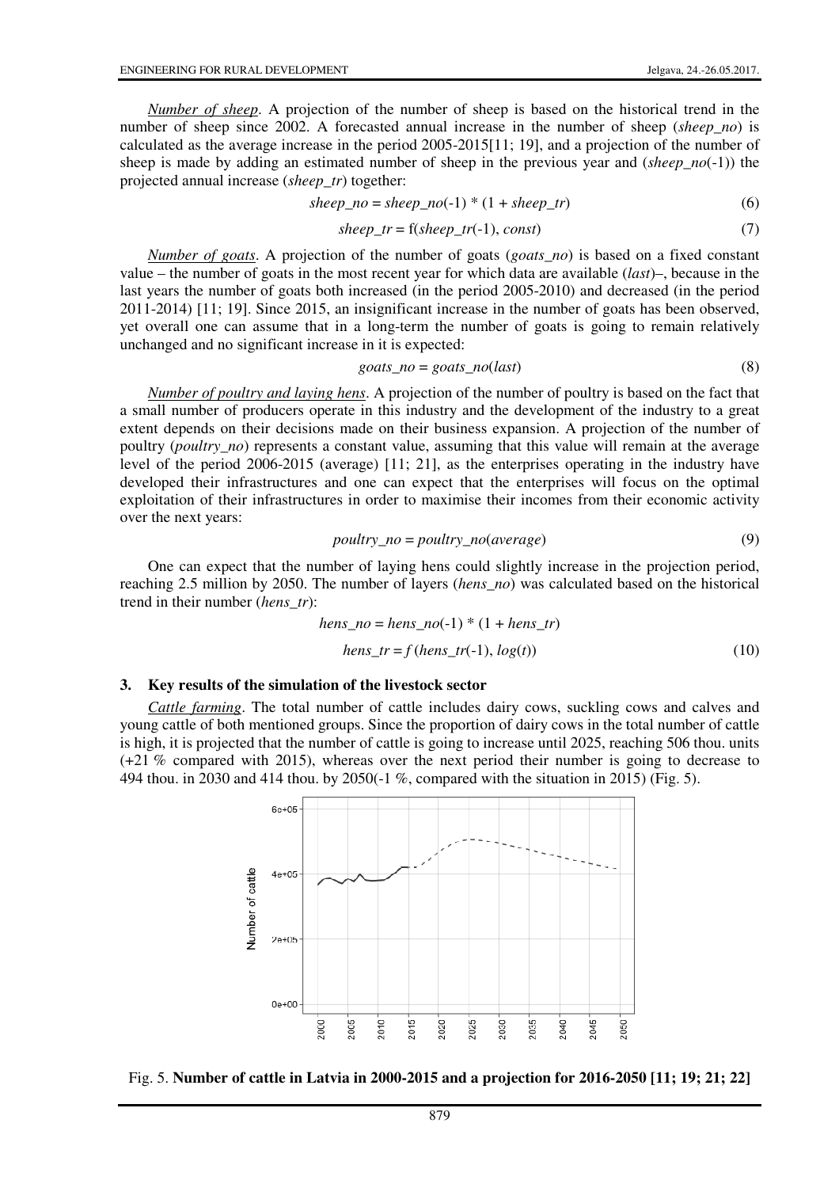*Number of sheep*. A projection of the number of sheep is based on the historical trend in the number of sheep since 2002. A forecasted annual increase in the number of sheep (*sheep_no*) is calculated as the average increase in the period 2005-2015[11; 19], and a projection of the number of sheep is made by adding an estimated number of sheep in the previous year and (*sheep_no*(-1)) the projected annual increase (*sheep_tr*) together:

$$sheep\_no = sheep\_no(-1) * (1 + sheep\_tr) \tag{6}$$

$$sheep\_tr = f(sheep\_tr(-1), const) \tag{7}$$

*Number of goats*. A projection of the number of goats (*goats_no*) is based on a fixed constant value – the number of goats in the most recent year for which data are available (*last*)–, because in the last years the number of goats both increased (in the period 2005-2010) and decreased (in the period 2011-2014) [11; 19]. Since 2015, an insignificant increase in the number of goats has been observed, yet overall one can assume that in a long-term the number of goats is going to remain relatively unchanged and no significant increase in it is expected:

$$goats\_no = goats\_no(last) \tag{8}$$

*Number of poultry and laying hens*. A projection of the number of poultry is based on the fact that a small number of producers operate in this industry and the development of the industry to a great extent depends on their decisions made on their business expansion. A projection of the number of poultry (*poultry_no*) represents a constant value, assuming that this value will remain at the average level of the period 2006-2015 (average) [11; 21], as the enterprises operating in the industry have developed their infrastructures and one can expect that the enterprises will focus on the optimal exploitation of their infrastructures in order to maximise their incomes from their economic activity over the next years:

$$poultry\_no = poultry\_no(average) \tag{9}$$

One can expect that the number of laying hens could slightly increase in the projection period, reaching 2.5 million by 2050. The number of layers (*hens_no*) was calculated based on the historical trend in their number (*hens_tr*):

$$hens\_no = hens\_no(-1) * (1 + hens\_tr)$$

$$hens\_tr = f(hens\_tr(-1), log(t)) \tag{10}$$

## 3. Key results of the simulation of the livestock sector

*Cattle farming*. The total number of cattle includes dairy cows, suckling cows and calves and young cattle of both mentioned groups. Since the proportion of dairy cows in the total number of cattle is high, it is projected that the number of cattle is going to increase until 2025, reaching 506 thou. units (+21 % compared with 2015), whereas over the next period their number is going to decrease to 494 thou. in 2030 and 414 thou. by 2050(-1 %, compared with the situation in 2015) (Fig. 5).

Fig. 5. **Number of cattle in Latvia in 2000-2015 and a projection for 2016-2050 [11; 19; 21; 22]**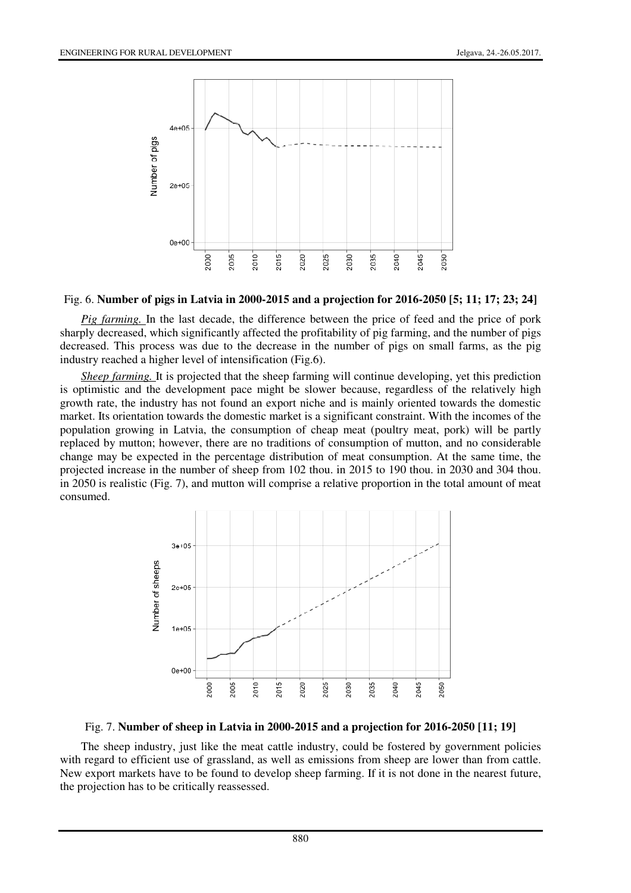Fig. 6. **Number of pigs in Latvia in 2000-2015 and a projection for 2016-2050 [5; 11; 17; 23; 24]**

*Pig farming.* In the last decade, the difference between the price of feed and the price of pork sharply decreased, which significantly affected the profitability of pig farming, and the number of pigs decreased. This process was due to the decrease in the number of pigs on small farms, as the pig industry reached a higher level of intensification (Fig.6).

*Sheep farming.* It is projected that the sheep farming will continue developing, yet this prediction is optimistic and the development pace might be slower because, regardless of the relatively high growth rate, the industry has not found an export niche and is mainly oriented towards the domestic market. Its orientation towards the domestic market is a significant constraint. With the incomes of the population growing in Latvia, the consumption of cheap meat (poultry meat, pork) will be partly replaced by mutton; however, there are no traditions of consumption of mutton, and no considerable change may be expected in the percentage distribution of meat consumption. At the same time, the projected increase in the number of sheep from 102 thou. in 2015 to 190 thou. in 2030 and 304 thou. in 2050 is realistic (Fig. 7), and mutton will comprise a relative proportion in the total amount of meat consumed.

Fig. 7. **Number of sheep in Latvia in 2000-2015 and a projection for 2016-2050 [11; 19]**

The sheep industry, just like the meat cattle industry, could be fostered by government policies with regard to efficient use of grassland, as well as emissions from sheep are lower than from cattle. New export markets have to be found to develop sheep farming. If it is not done in the nearest future, the projection has to be critically reassessed.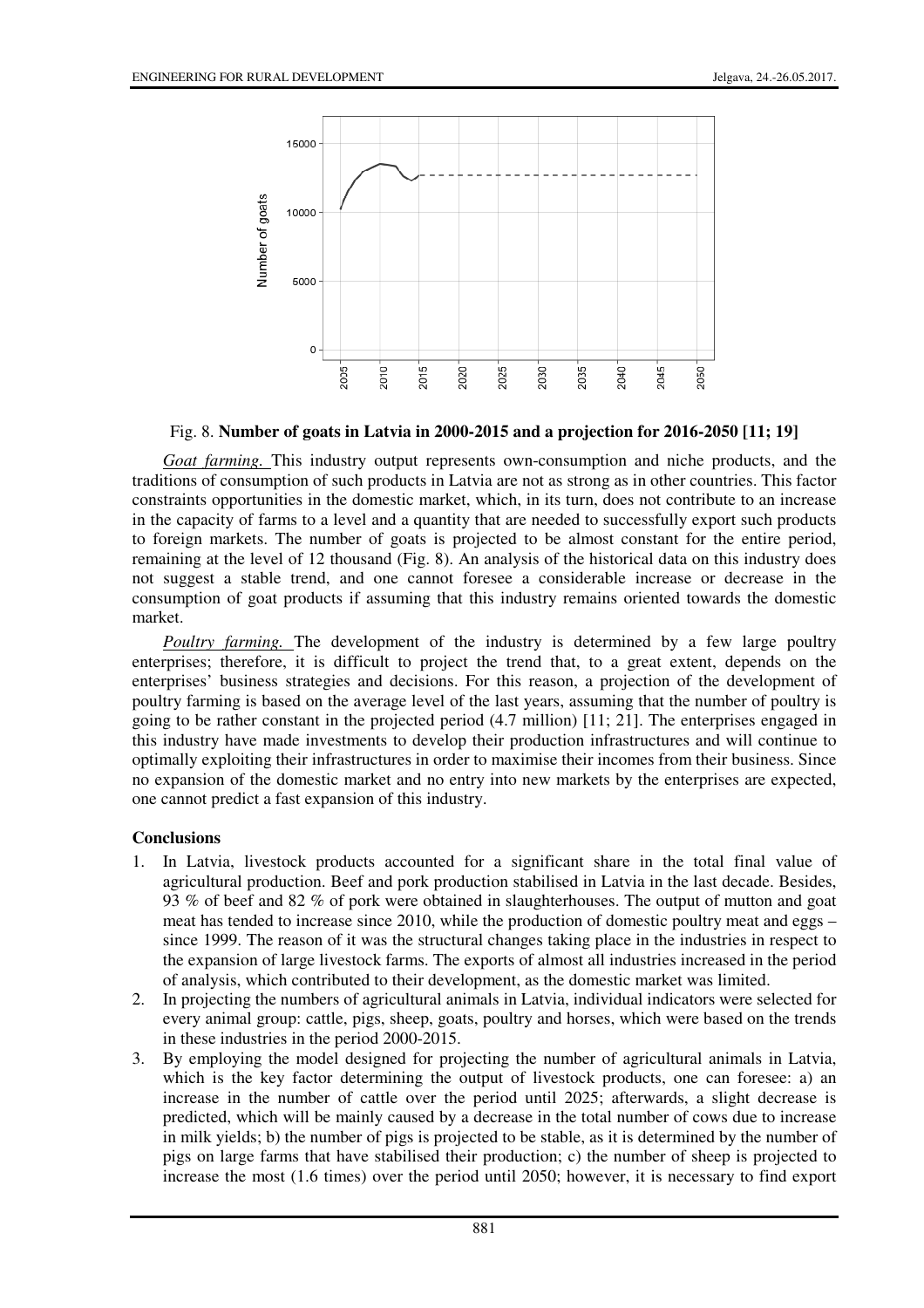Fig. 8. **Number of goats in Latvia in 2000-2015 and a projection for 2016-2050 [11; 19]**

*Goat farming.* This industry output represents own-consumption and niche products, and the traditions of consumption of such products in Latvia are not as strong as in other countries. This factor constraints opportunities in the domestic market, which, in its turn, does not contribute to an increase in the capacity of farms to a level and a quantity that are needed to successfully export such products to foreign markets. The number of goats is projected to be almost constant for the entire period, remaining at the level of 12 thousand (Fig. 8). An analysis of the historical data on this industry does not suggest a stable trend, and one cannot foresee a considerable increase or decrease in the consumption of goat products if assuming that this industry remains oriented towards the domestic market.

*Poultry farming.* The development of the industry is determined by a few large poultry enterprises; therefore, it is difficult to project the trend that, to a great extent, depends on the enterprises' business strategies and decisions. For this reason, a projection of the development of poultry farming is based on the average level of the last years, assuming that the number of poultry is going to be rather constant in the projected period (4.7 million) [11; 21]. The enterprises engaged in this industry have made investments to develop their production infrastructures and will continue to optimally exploiting their infrastructures in order to maximise their incomes from their business. Since no expansion of the domestic market and no entry into new markets by the enterprises are expected, one cannot predict a fast expansion of this industry.

## Conclusions

1. In Latvia, livestock products accounted for a significant share in the total final value of agricultural production. Beef and pork production stabilised in Latvia in the last decade. Besides, 93 % of beef and 82 % of pork were obtained in slaughterhouses. The output of mutton and goat meat has tended to increase since 2010, while the production of domestic poultry meat and eggs – since 1999. The reason of it was the structural changes taking place in the industries in respect to the expansion of large livestock farms. The exports of almost all industries increased in the period of analysis, which contributed to their development, as the domestic market was limited.
2. In projecting the numbers of agricultural animals in Latvia, individual indicators were selected for every animal group: cattle, pigs, sheep, goats, poultry and horses, which were based on the trends in these industries in the period 2000-2015.
3. By employing the model designed for projecting the number of agricultural animals in Latvia, which is the key factor determining the output of livestock products, one can foresee: a) an increase in the number of cattle over the period until 2025; afterwards, a slight decrease is predicted, which will be mainly caused by a decrease in the total number of cows due to increase in milk yields; b) the number of pigs is projected to be stable, as it is determined by the number of pigs on large farms that have stabilised their production; c) the number of sheep is projected to increase the most (1.6 times) over the period until 2050; however, it is necessary to find export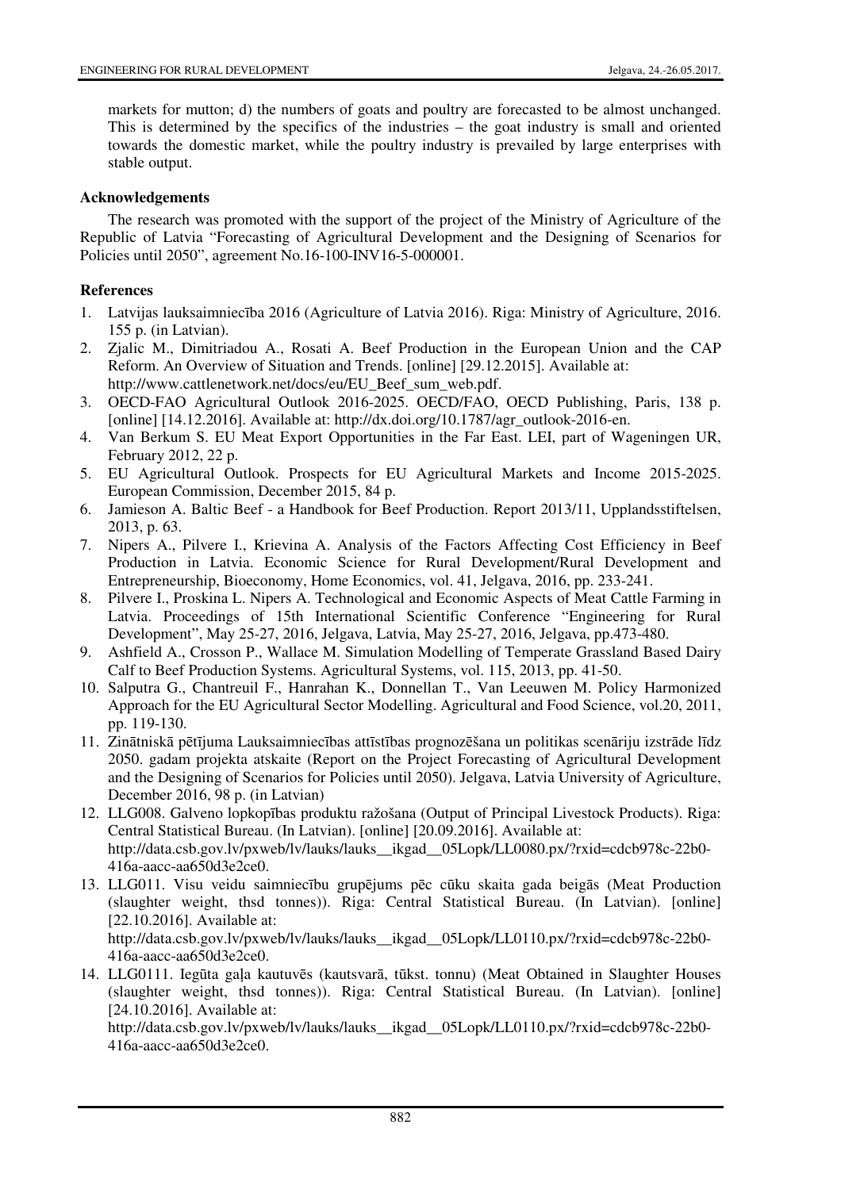markets for mutton; d) the numbers of goats and poultry are forecasted to be almost unchanged. This is determined by the specifics of the industries – the goat industry is small and oriented towards the domestic market, while the poultry industry is prevailed by large enterprises with stable output.

## Acknowledgements

The research was promoted with the support of the project of the Ministry of Agriculture of the Republic of Latvia "Forecasting of Agricultural Development and the Designing of Scenarios for Policies until 2050", agreement No.16-100-INV16-5-000001.

## References

1. Latvijas lauksaimniecība 2016 (Agriculture of Latvia 2016). Riga: Ministry of Agriculture, 2016. 155 p. (in Latvian).
2. Zjalic M., Dimitriadou A., Rosati A. Beef Production in the European Union and the CAP Reform. An Overview of Situation and Trends. [online] [29.12.2015]. Available at: http://www.cattlenetwork.net/docs/eu/EU_Beef_sum_web.pdf.
3. OECD-FAO Agricultural Outlook 2016-2025. OECD/FAO, OECD Publishing, Paris, 138 p. [online] [14.12.2016]. Available at: http://dx.doi.org/10.1787/agr_outlook-2016-en.
4. Van Berkum S. EU Meat Export Opportunities in the Far East. LEI, part of Wageningen UR, February 2012, 22 p.
5. EU Agricultural Outlook. Prospects for EU Agricultural Markets and Income 2015-2025. European Commission, December 2015, 84 p.
6. Jamieson A. Baltic Beef - a Handbook for Beef Production. Report 2013/11, Upplandsstiftelsen, 2013, p. 63.
7. Nipers A., Pilvere I., Krievina A. Analysis of the Factors Affecting Cost Efficiency in Beef Production in Latvia. Economic Science for Rural Development/Rural Development and Entrepreneurship, Bioeconomy, Home Economics, vol. 41, Jelgava, 2016, pp. 233-241.
8. Pilvere I., Proskina L. Nipers A. Technological and Economic Aspects of Meat Cattle Farming in Latvia. Proceedings of 15th International Scientific Conference "Engineering for Rural Development", May 25-27, 2016, Jelgava, Latvia, May 25-27, 2016, Jelgava, pp.473-480.
9. Ashfield A., Crosson P., Wallace M. Simulation Modelling of Temperate Grassland Based Dairy Calf to Beef Production Systems. Agricultural Systems, vol. 115, 2013, pp. 41-50.
10. Salputra G., Chantreuil F., Hanrahan K., Donnellan T., Van Leeuwen M. Policy Harmonized Approach for the EU Agricultural Sector Modelling. Agricultural and Food Science, vol.20, 2011, pp. 119-130.
11. Zinātniskā pētījuma Lauksaimniecības attīstības prognozēšana un politikas scenāriju izstrāde līdz 2050. gadam projekta atskaite (Report on the Project Forecasting of Agricultural Development and the Designing of Scenarios for Policies until 2050). Jelgava, Latvia University of Agriculture, December 2016, 98 p. (in Latvian)
12. LLG008. Galveno lopkopības produktu ražošana (Output of Principal Livestock Products). Riga: Central Statistical Bureau. (In Latvian). [online] [20.09.2016]. Available at: http://data.csb.gov.lv/pxweb/lv/lauks/lauks__ikgad__05Lopk/LL0080.px/?rxid=cdcb978c-22b0-416a-aacc-aa650d3e2ce0.
13. LLG011. Visu veidu saimniecību grupējums pēc cūku skaita gada beigās (Meat Production (slaughter weight, thsd tonnes)). Riga: Central Statistical Bureau. (In Latvian). [online] [22.10.2016]. Available at: http://data.csb.gov.lv/pxweb/lv/lauks/lauks__ikgad__05Lopk/LL0110.px/?rxid=cdcb978c-22b0-416a-aacc-aa650d3e2ce0.
14. LLG0111. Iegūta gaļa kautuvēs (kautsvarā, tūkst. tonnu) (Meat Obtained in Slaughter Houses (slaughter weight, thsd tonnes)). Riga: Central Statistical Bureau. (In Latvian). [online] [24.10.2016]. Available at: http://data.csb.gov.lv/pxweb/lv/lauks/lauks__ikgad__05Lopk/LL0110.px/?rxid=cdcb978c-22b0-416a-aacc-aa650d3e2ce0.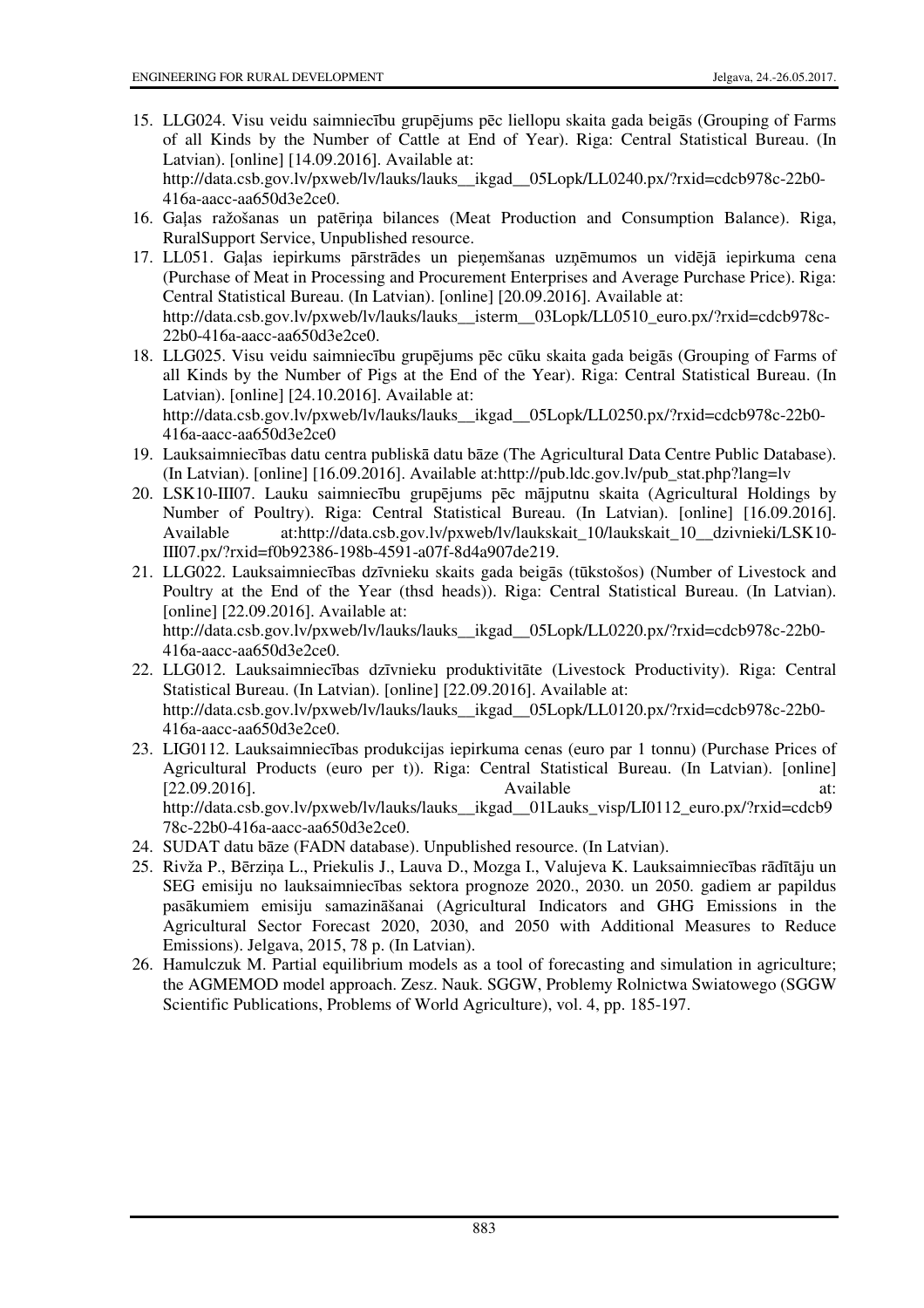15. LLG024. Visu veidu saimniecību grupējums pēc liellopu skaita gada beigās (Grouping of Farms of all Kinds by the Number of Cattle at End of Year). Riga: Central Statistical Bureau. (In Latvian). [online] [14.09.2016]. Available at: http://data.csb.gov.lv/pxweb/lv/lauks/lauks__ikgad__05Lopk/LL0240.px/?rxid=cdcb978c-22b0-416a-aacc-aa650d3e2ce0.
16. Gaļas ražošanas un patēriņa bilances (Meat Production and Consumption Balance). Riga, RuralSupport Service, Unpublished resource.
17. LL051. Gaļas iepirkums pārstrādes un pieņemšanas uzņēmumos un vidējā iepirkuma cena (Purchase of Meat in Processing and Procurement Enterprises and Average Purchase Price). Riga: Central Statistical Bureau. (In Latvian). [online] [20.09.2016]. Available at: http://data.csb.gov.lv/pxweb/lv/lauks/lauks__isterm__03Lopk/LL0510_euro.px/?rxid=cdcb978c-22b0-416a-aacc-aa650d3e2ce0.
18. LLG025. Visu veidu saimniecību grupējums pēc cūku skaita gada beigās (Grouping of Farms of all Kinds by the Number of Pigs at the End of the Year). Riga: Central Statistical Bureau. (In Latvian). [online] [24.10.2016]. Available at: http://data.csb.gov.lv/pxweb/lv/lauks/lauks__ikgad__05Lopk/LL0250.px/?rxid=cdcb978c-22b0-416a-aacc-aa650d3e2ce0
19. Lauksaimniecības datu centra publiskā datu bāze (The Agricultural Data Centre Public Database). (In Latvian). [online] [16.09.2016]. Available at:http://pub.ldc.gov.lv/pub_stat.php?lang=lv
20. LSK10-III07. Lauku saimniecību grupējums pēc mājputnu skaita (Agricultural Holdings by Number of Poultry). Riga: Central Statistical Bureau. (In Latvian). [online] [16.09.2016]. Available at:http://data.csb.gov.lv/pxweb/lv/laukskait_10/laukskait_10__dzivnieki/LSK10-III07.px/?rxid=f0b92386-198b-4591-a07f-8d4a907de219.
21. LLG022. Lauksaimniecības dzīvnieku skaits gada beigās (tūkstošos) (Number of Livestock and Poultry at the End of the Year (thsd heads)). Riga: Central Statistical Bureau. (In Latvian). [online] [22.09.2016]. Available at: http://data.csb.gov.lv/pxweb/lv/lauks/lauks__ikgad__05Lopk/LL0220.px/?rxid=cdcb978c-22b0-416a-aacc-aa650d3e2ce0.
22. LLG012. Lauksaimniecības dzīvnieku produktivitāte (Livestock Productivity). Riga: Central Statistical Bureau. (In Latvian). [online] [22.09.2016]. Available at: http://data.csb.gov.lv/pxweb/lv/lauks/lauks__ikgad__05Lopk/LL0120.px/?rxid=cdcb978c-22b0-416a-aacc-aa650d3e2ce0.
23. LIG0112. Lauksaimniecības produkcijas iepirkuma cenas (euro par 1 tonnu) (Purchase Prices of Agricultural Products (euro per t)). Riga: Central Statistical Bureau. (In Latvian). [online] [22.09.2016]. Available at: http://data.csb.gov.lv/pxweb/lv/lauks/lauks__ikgad__01Lauks_visp/LI0112_euro.px/?rxid=cdcb978c-22b0-416a-aacc-aa650d3e2ce0.
24. SUDAT datu bāze (FADN database). Unpublished resource. (In Latvian).
25. Rivža P., Bērziņa L., Priekulis J., Lauva D., Mozga I., Valujeva K. Lauksaimniecības rādītāju un SEG emisiju no lauksaimniecības sektora prognoze 2020., 2030. un 2050. gadiem ar papildus pasākumiem emisiju samazināšanai (Agricultural Indicators and GHG Emissions in the Agricultural Sector Forecast 2020, 2030, and 2050 with Additional Measures to Reduce Emissions). Jelgava, 2015, 78 p. (In Latvian).
26. Hamulczuk M. Partial equilibrium models as a tool of forecasting and simulation in agriculture; the AGMEMOD model approach. Zesz. Nauk. SGGW, Problemy Rolnictwa Swiatowego (SGGW Scientific Publications, Problems of World Agriculture), vol. 4, pp. 185-197.